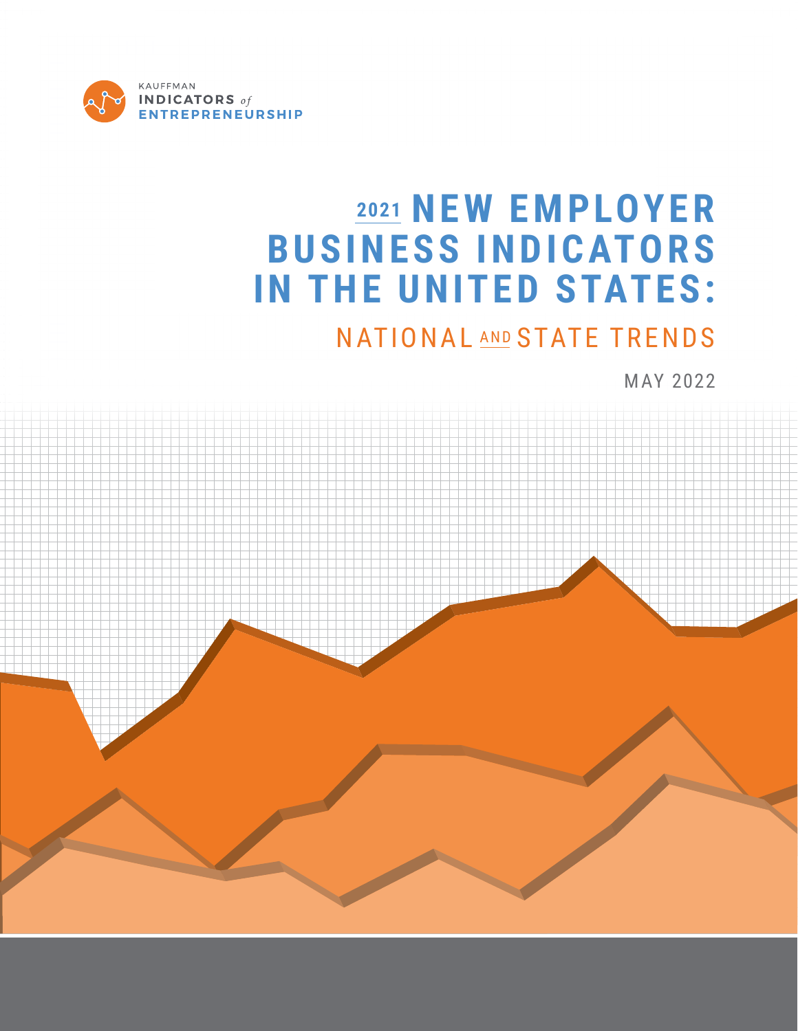KAUFFMAN INDICATORS *of* ENTREPRENEURSHIP

# 2021 NEW EMPLOYER BUSINESS INDICATORS IN THE UNITED STATES:

## NATIONAL AND STATE TRENDS

MAY 2022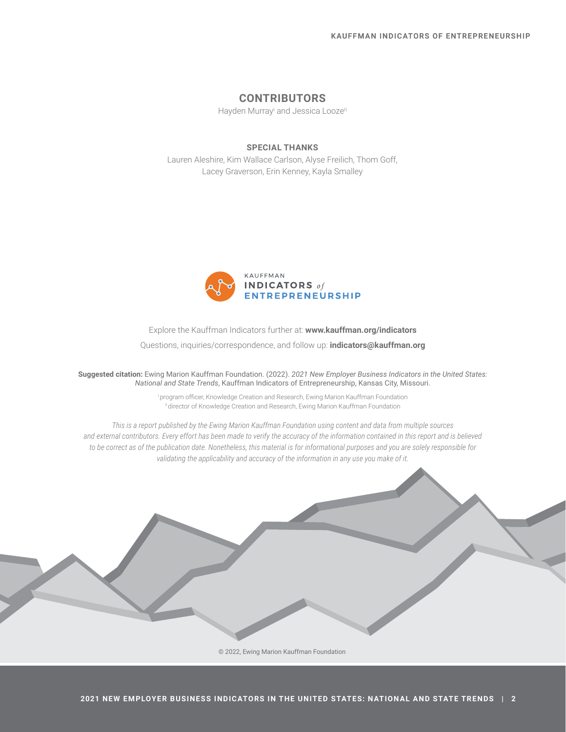## CONTRIBUTORS

Hayden Murray[I] and Jessica Looze[II]

### SPECIAL THANKS

Lauren Aleshire, Kim Wallace Carlson, Alyse Freilich, Thom Goff, Lacey Graverson, Erin Kenney, Kayla Smalley

KAUFFMAN INDICATORS *of* ENTREPRENEURSHIP

Explore the Kauffman Indicators further at: **www.kauffman.org/indicators**

Questions, inquiries/correspondence, and follow up: **indicators@kauffman.org**

**Suggested citation:** Ewing Marion Kauffman Foundation. (2022). *2021 New Employer Business Indicators in the United States: National and State Trends*, Kauffman Indicators of Entrepreneurship, Kansas City, Missouri.

[I] program officer, Knowledge Creation and Research, Ewing Marion Kauffman Foundation
[II] director of Knowledge Creation and Research, Ewing Marion Kauffman Foundation

*This is a report published by the Ewing Marion Kauffman Foundation using content and data from multiple sources and external contributors. Every effort has been made to verify the accuracy of the information contained in this report and is believed to be correct as of the publication date. Nonetheless, this material is for informational purposes and you are solely responsible for validating the applicability and accuracy of the information in any use you make of it.*

© 2022, Ewing Marion Kauffman Foundation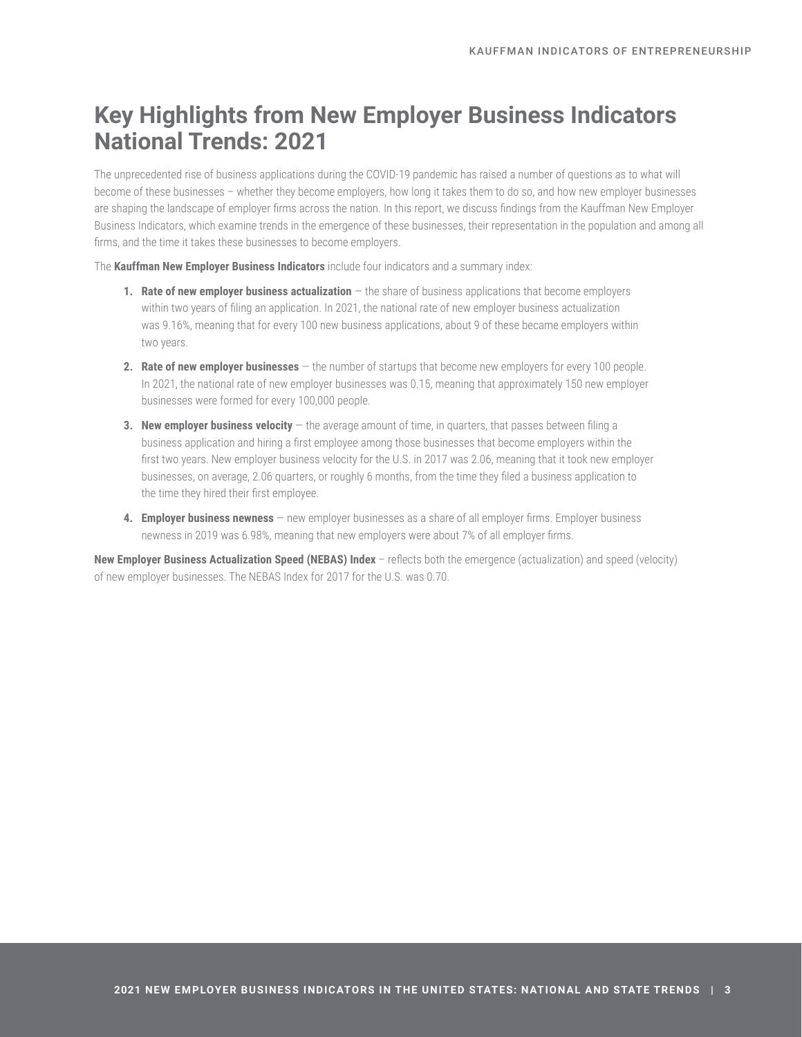## Key Highlights from New Employer Business Indicators National Trends: 2021

The unprecedented rise of business applications during the COVID-19 pandemic has raised a number of questions as to what will become of these businesses – whether they become employers, how long it takes them to do so, and how new employer businesses are shaping the landscape of employer firms across the nation. In this report, we discuss findings from the Kauffman New Employer Business Indicators, which examine trends in the emergence of these businesses, their representation in the population and among all firms, and the time it takes these businesses to become employers.

The **Kauffman New Employer Business Indicators** include four indicators and a summary index:

1. **Rate of new employer business actualization** — the share of business applications that become employers within two years of filing an application. In 2021, the national rate of new employer business actualization was 9.16%, meaning that for every 100 new business applications, about 9 of these became employers within two years.
2. **Rate of new employer businesses** — the number of startups that become new employers for every 100 people. In 2021, the national rate of new employer businesses was 0.15, meaning that approximately 150 new employer businesses were formed for every 100,000 people.
3. **New employer business velocity** — the average amount of time, in quarters, that passes between filing a business application and hiring a first employee among those businesses that become employers within the first two years. New employer business velocity for the U.S. in 2017 was 2.06, meaning that it took new employer businesses, on average, 2.06 quarters, or roughly 6 months, from the time they filed a business application to the time they hired their first employee.
4. **Employer business newness** — new employer businesses as a share of all employer firms. Employer business newness in 2019 was 6.98%, meaning that new employers were about 7% of all employer firms.

**New Employer Business Actualization Speed (NEBAS) Index** – reflects both the emergence (actualization) and speed (velocity) of new employer businesses. The NEBAS Index for 2017 for the U.S. was 0.70.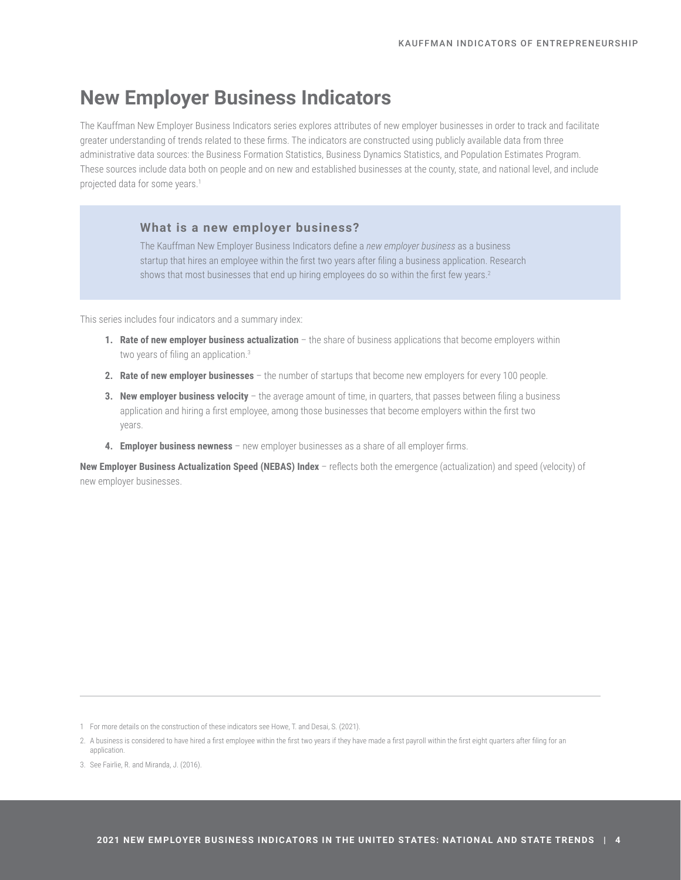# New Employer Business Indicators

The Kauffman New Employer Business Indicators series explores attributes of new employer businesses in order to track and facilitate greater understanding of trends related to these firms. The indicators are constructed using publicly available data from three administrative data sources: the Business Formation Statistics, Business Dynamics Statistics, and Population Estimates Program. These sources include data both on people and on new and established businesses at the county, state, and national level, and include projected data for some years.[1]

### What is a new employer business?

The Kauffman New Employer Business Indicators define a *new employer business* as a business startup that hires an employee within the first two years after filing a business application. Research shows that most businesses that end up hiring employees do so within the first few years.[2]

This series includes four indicators and a summary index:

1. **Rate of new employer business actualization** – the share of business applications that become employers within two years of filing an application.[3]
2. **Rate of new employer businesses** – the number of startups that become new employers for every 100 people.
3. **New employer business velocity** – the average amount of time, in quarters, that passes between filing a business application and hiring a first employee, among those businesses that become employers within the first two years.
4. **Employer business newness** – new employer businesses as a share of all employer firms.

**New Employer Business Actualization Speed (NEBAS) Index** – reflects both the emergence (actualization) and speed (velocity) of new employer businesses.

---

1 For more details on the construction of these indicators see Howe, T. and Desai, S. (2021).

2. A business is considered to have hired a first employee within the first two years if they have made a first payroll within the first eight quarters after filing for an application.

3. See Fairlie, R. and Miranda, J. (2016).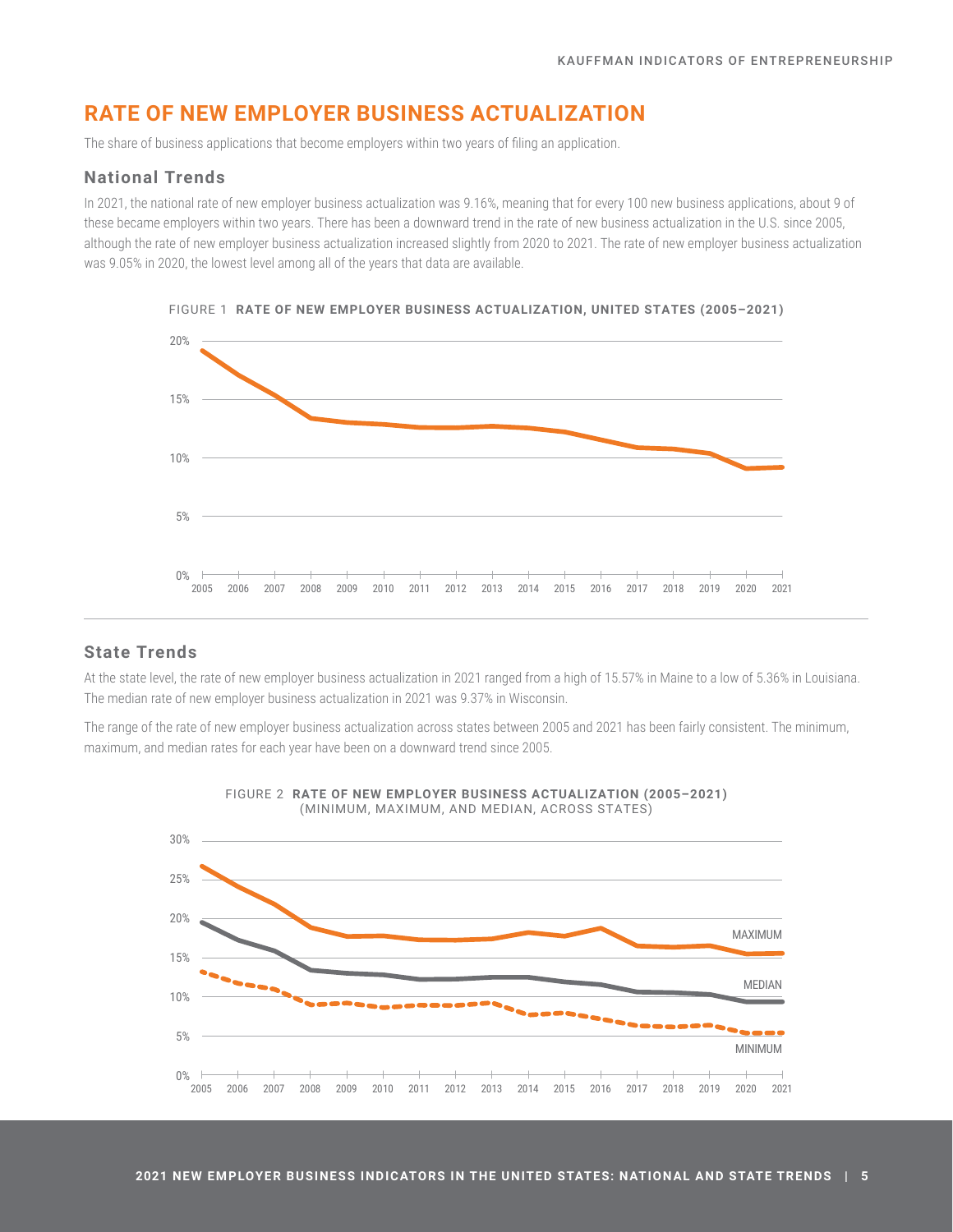# RATE OF NEW EMPLOYER BUSINESS ACTUALIZATION

The share of business applications that become employers within two years of filing an application.

## National Trends

In 2021, the national rate of new employer business actualization was 9.16%, meaning that for every 100 new business applications, about 9 of these became employers within two years. There has been a downward trend in the rate of new business actualization in the U.S. since 2005, although the rate of new employer business actualization increased slightly from 2020 to 2021. The rate of new employer business actualization was 9.05% in 2020, the lowest level among all of the years that data are available.

FIGURE 1 **RATE OF NEW EMPLOYER BUSINESS ACTUALIZATION, UNITED STATES (2005–2021)**

## State Trends

At the state level, the rate of new employer business actualization in 2021 ranged from a high of 15.57% in Maine to a low of 5.36% in Louisiana. The median rate of new employer business actualization in 2021 was 9.37% in Wisconsin.

The range of the rate of new employer business actualization across states between 2005 and 2021 has been fairly consistent. The minimum, maximum, and median rates for each year have been on a downward trend since 2005.

FIGURE 2 **RATE OF NEW EMPLOYER BUSINESS ACTUALIZATION (2005–2021)** (MINIMUM, MAXIMUM, AND MEDIAN, ACROSS STATES)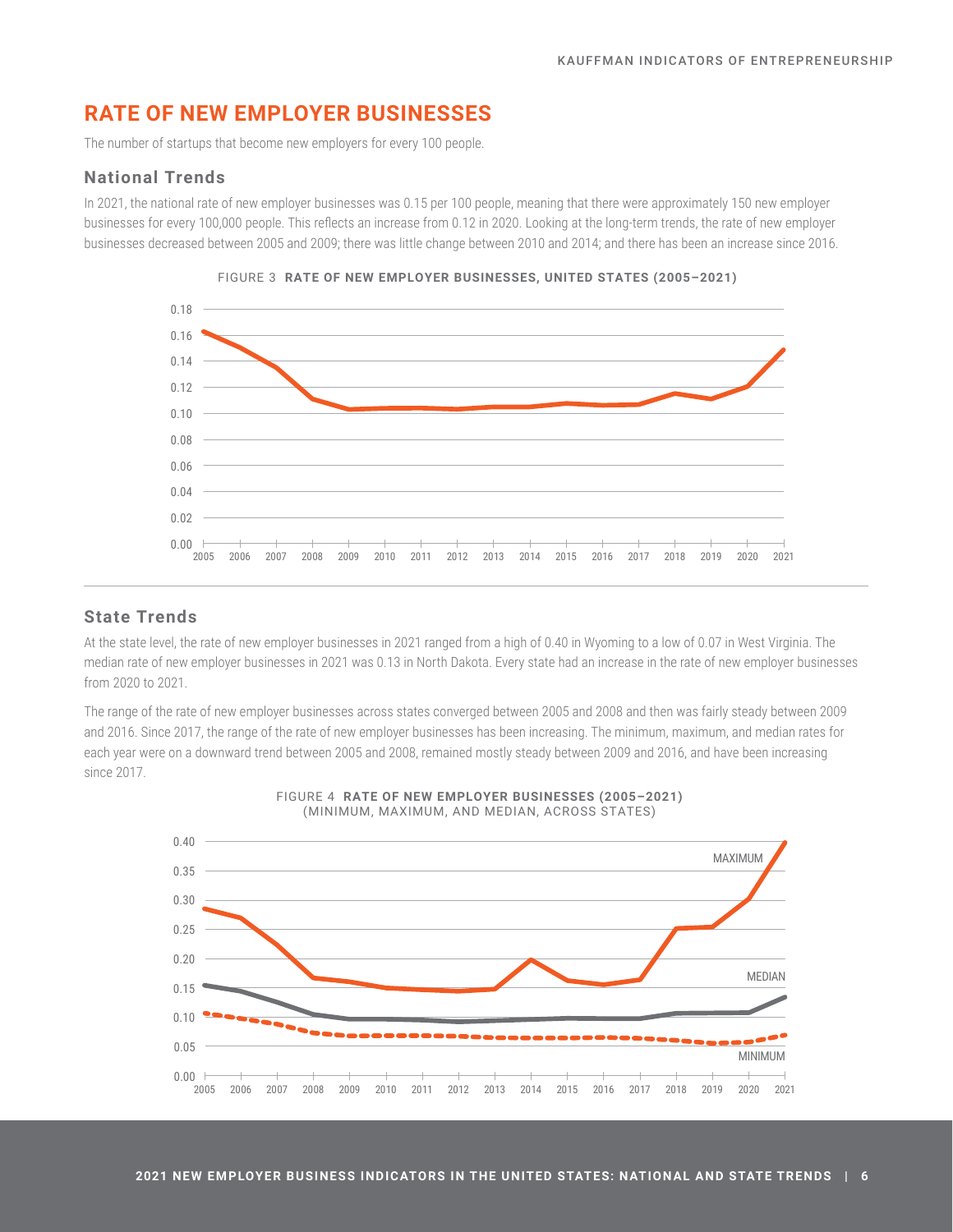## RATE OF NEW EMPLOYER BUSINESSES

The number of startups that become new employers for every 100 people.

### National Trends

In 2021, the national rate of new employer businesses was 0.15 per 100 people, meaning that there were approximately 150 new employer businesses for every 100,000 people. This reflects an increase from 0.12 in 2020. Looking at the long-term trends, the rate of new employer businesses decreased between 2005 and 2009; there was little change between 2010 and 2014; and there has been an increase since 2016.

FIGURE 3 **RATE OF NEW EMPLOYER BUSINESSES, UNITED STATES (2005–2021)**

### State Trends

At the state level, the rate of new employer businesses in 2021 ranged from a high of 0.40 in Wyoming to a low of 0.07 in West Virginia. The median rate of new employer businesses in 2021 was 0.13 in North Dakota. Every state had an increase in the rate of new employer businesses from 2020 to 2021.

The range of the rate of new employer businesses across states converged between 2005 and 2008 and then was fairly steady between 2009 and 2016. Since 2017, the range of the rate of new employer businesses has been increasing. The minimum, maximum, and median rates for each year were on a downward trend between 2005 and 2008, remained mostly steady between 2009 and 2016, and have been increasing since 2017.

FIGURE 4 **RATE OF NEW EMPLOYER BUSINESSES (2005–2021)**
(MINIMUM, MAXIMUM, AND MEDIAN, ACROSS STATES)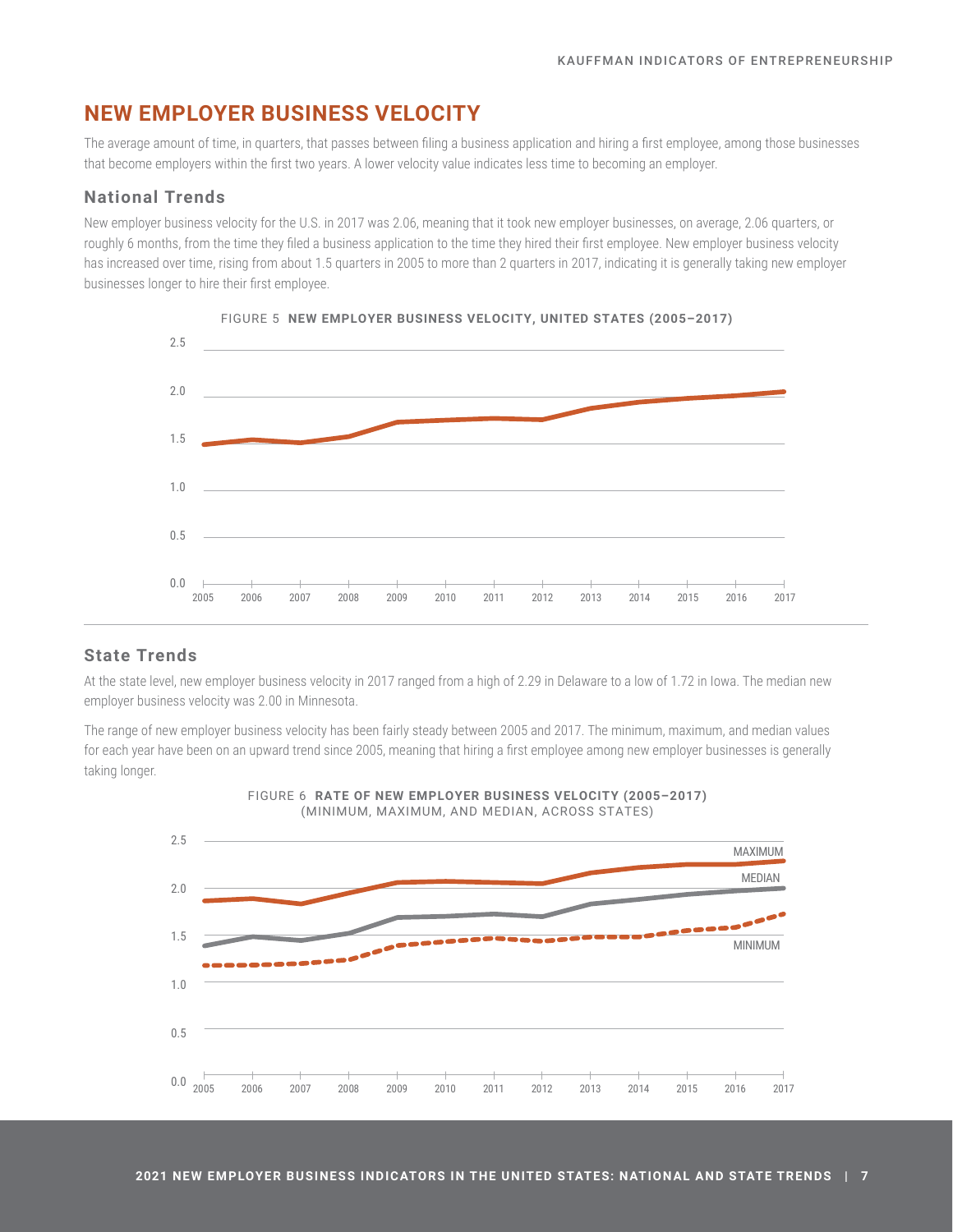## NEW EMPLOYER BUSINESS VELOCITY

The average amount of time, in quarters, that passes between filing a business application and hiring a first employee, among those businesses that become employers within the first two years. A lower velocity value indicates less time to becoming an employer.

### National Trends

New employer business velocity for the U.S. in 2017 was 2.06, meaning that it took new employer businesses, on average, 2.06 quarters, or roughly 6 months, from the time they filed a business application to the time they hired their first employee. New employer business velocity has increased over time, rising from about 1.5 quarters in 2005 to more than 2 quarters in 2017, indicating it is generally taking new employer businesses longer to hire their first employee.

FIGURE 5 **NEW EMPLOYER BUSINESS VELOCITY, UNITED STATES (2005–2017)**

### State Trends

At the state level, new employer business velocity in 2017 ranged from a high of 2.29 in Delaware to a low of 1.72 in Iowa. The median new employer business velocity was 2.00 in Minnesota.

The range of new employer business velocity has been fairly steady between 2005 and 2017. The minimum, maximum, and median values for each year have been on an upward trend since 2005, meaning that hiring a first employee among new employer businesses is generally taking longer.

FIGURE 6 **RATE OF NEW EMPLOYER BUSINESS VELOCITY (2005–2017)**
(MINIMUM, MAXIMUM, AND MEDIAN, ACROSS STATES)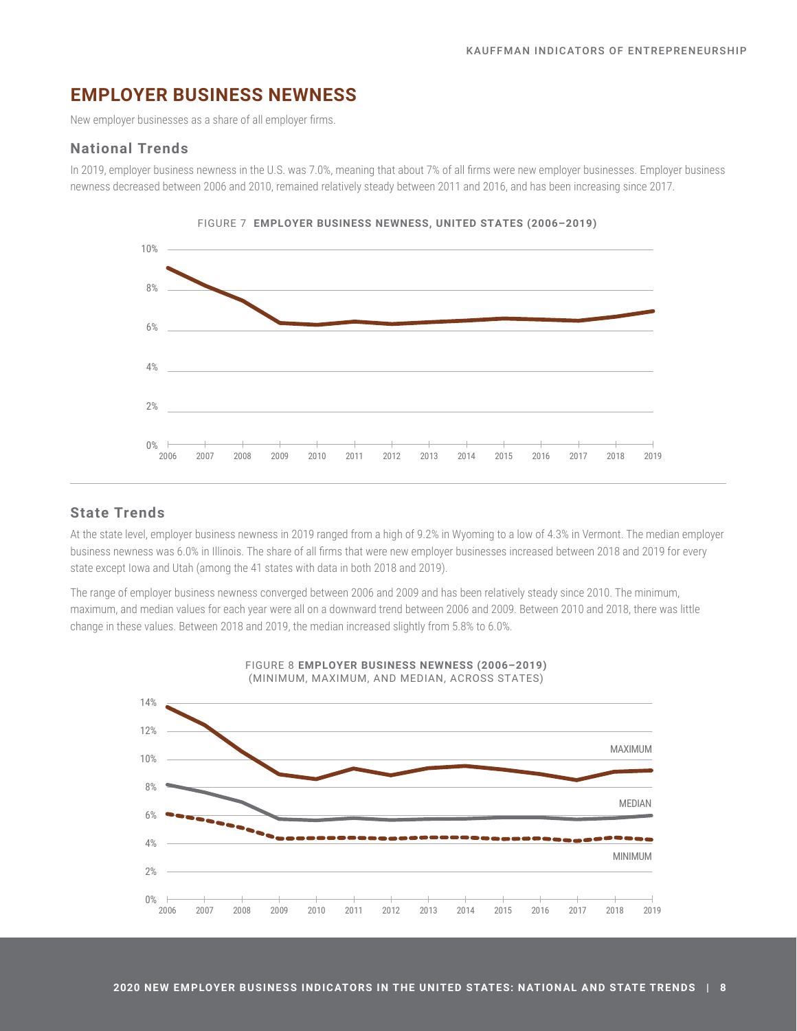## EMPLOYER BUSINESS NEWNESS

New employer businesses as a share of all employer firms.

### National Trends

In 2019, employer business newness in the U.S. was 7.0%, meaning that about 7% of all firms were new employer businesses. Employer business newness decreased between 2006 and 2010, remained relatively steady between 2011 and 2016, and has been increasing since 2017.

FIGURE 7 **EMPLOYER BUSINESS NEWNESS, UNITED STATES (2006–2019)**

### State Trends

At the state level, employer business newness in 2019 ranged from a high of 9.2% in Wyoming to a low of 4.3% in Vermont. The median employer business newness was 6.0% in Illinois. The share of all firms that were new employer businesses increased between 2018 and 2019 for every state except Iowa and Utah (among the 41 states with data in both 2018 and 2019).

The range of employer business newness converged between 2006 and 2009 and has been relatively steady since 2010. The minimum, maximum, and median values for each year were all on a downward trend between 2006 and 2009. Between 2010 and 2018, there was little change in these values. Between 2018 and 2019, the median increased slightly from 5.8% to 6.0%.

FIGURE 8 **EMPLOYER BUSINESS NEWNESS (2006–2019)**
(MINIMUM, MAXIMUM, AND MEDIAN, ACROSS STATES)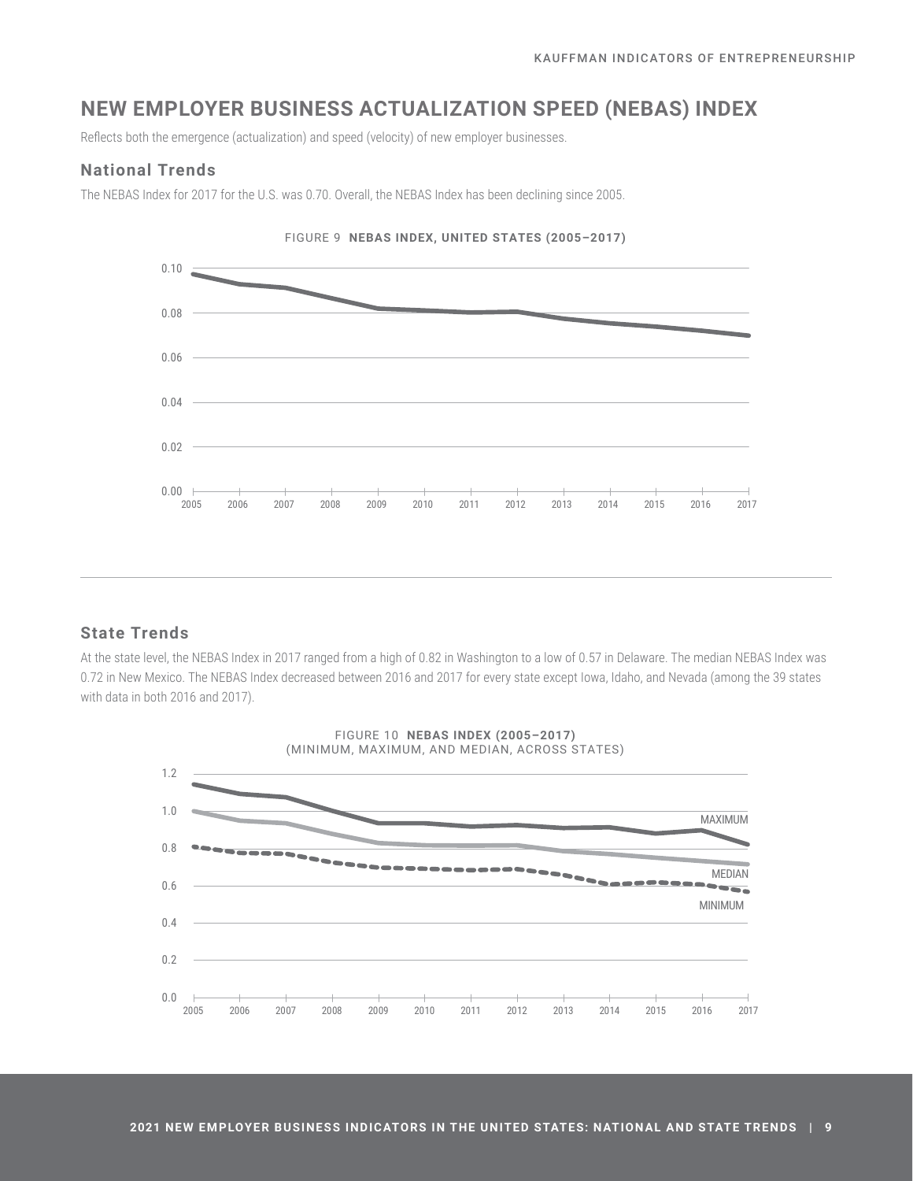# NEW EMPLOYER BUSINESS ACTUALIZATION SPEED (NEBAS) INDEX

Reflects both the emergence (actualization) and speed (velocity) of new employer businesses.

## National Trends

The NEBAS Index for 2017 for the U.S. was 0.70. Overall, the NEBAS Index has been declining since 2005.

FIGURE 9 **NEBAS INDEX, UNITED STATES (2005–2017)**

## State Trends

At the state level, the NEBAS Index in 2017 ranged from a high of 0.82 in Washington to a low of 0.57 in Delaware. The median NEBAS Index was 0.72 in New Mexico. The NEBAS Index decreased between 2016 and 2017 for every state except Iowa, Idaho, and Nevada (among the 39 states with data in both 2016 and 2017).

FIGURE 10 **NEBAS INDEX (2005–2017)**
(MINIMUM, MAXIMUM, AND MEDIAN, ACROSS STATES)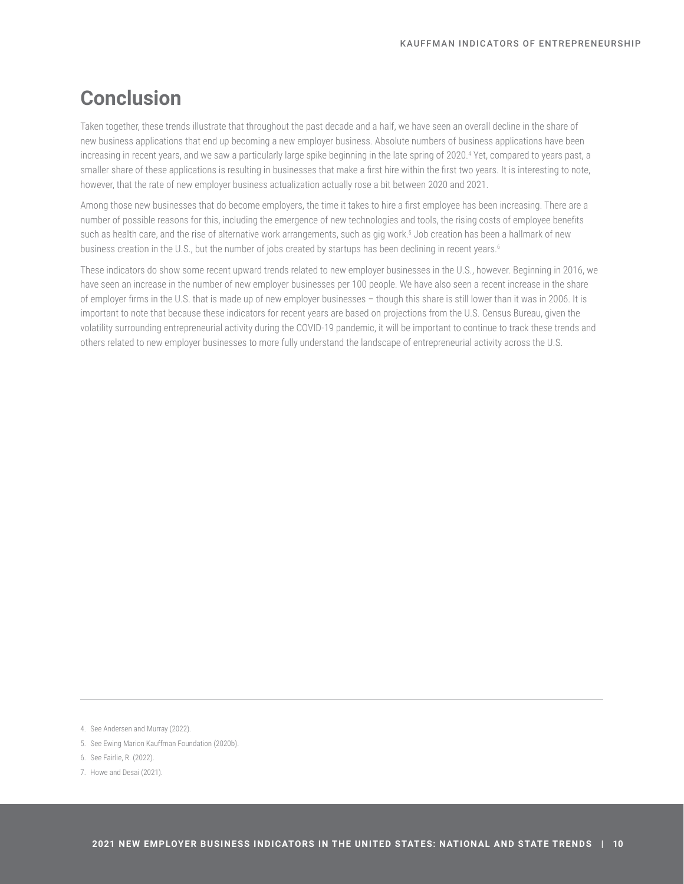# Conclusion

Taken together, these trends illustrate that throughout the past decade and a half, we have seen an overall decline in the share of new business applications that end up becoming a new employer business. Absolute numbers of business applications have been increasing in recent years, and we saw a particularly large spike beginning in the late spring of 2020.[4] Yet, compared to years past, a smaller share of these applications is resulting in businesses that make a first hire within the first two years. It is interesting to note, however, that the rate of new employer business actualization actually rose a bit between 2020 and 2021.

Among those new businesses that do become employers, the time it takes to hire a first employee has been increasing. There are a number of possible reasons for this, including the emergence of new technologies and tools, the rising costs of employee benefits such as health care, and the rise of alternative work arrangements, such as gig work.[5] Job creation has been a hallmark of new business creation in the U.S., but the number of jobs created by startups has been declining in recent years.[6]

These indicators do show some recent upward trends related to new employer businesses in the U.S., however. Beginning in 2016, we have seen an increase in the number of new employer businesses per 100 people. We have also seen a recent increase in the share of employer firms in the U.S. that is made up of new employer businesses – though this share is still lower than it was in 2006. It is important to note that because these indicators for recent years are based on projections from the U.S. Census Bureau, given the volatility surrounding entrepreneurial activity during the COVID-19 pandemic, it will be important to continue to track these trends and others related to new employer businesses to more fully understand the landscape of entrepreneurial activity across the U.S.

---

4. See Andersen and Murray (2022).
5. See Ewing Marion Kauffman Foundation (2020b).
6. See Fairlie, R. (2022).
7. Howe and Desai (2021).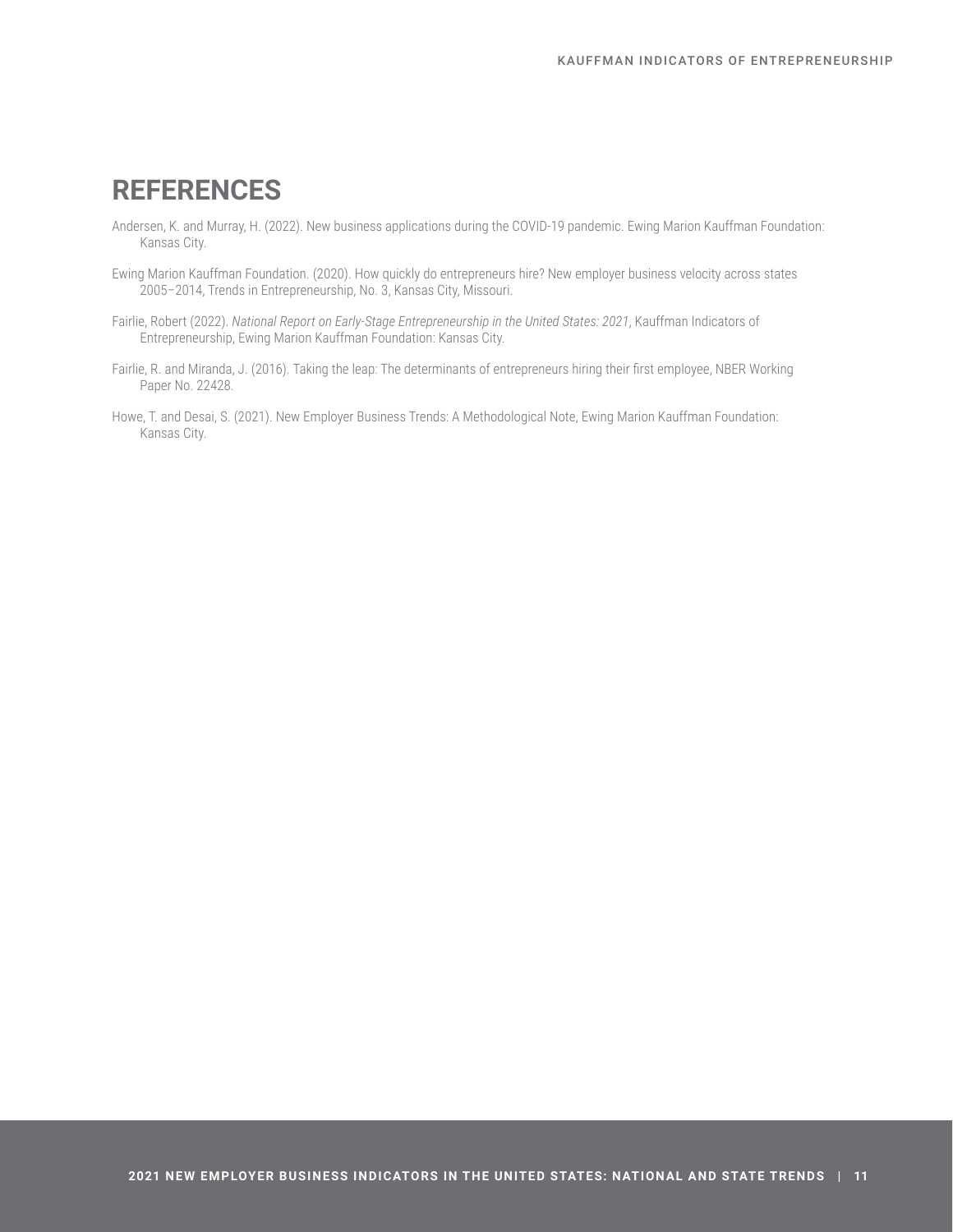## REFERENCES

Andersen, K. and Murray, H. (2022). New business applications during the COVID-19 pandemic. Ewing Marion Kauffman Foundation: Kansas City.

Ewing Marion Kauffman Foundation. (2020). How quickly do entrepreneurs hire? New employer business velocity across states 2005–2014, Trends in Entrepreneurship, No. 3, Kansas City, Missouri.

Fairlie, Robert (2022). *National Report on Early-Stage Entrepreneurship in the United States: 2021*, Kauffman Indicators of Entrepreneurship, Ewing Marion Kauffman Foundation: Kansas City.

Fairlie, R. and Miranda, J. (2016). Taking the leap: The determinants of entrepreneurs hiring their first employee, NBER Working Paper No. 22428.

Howe, T. and Desai, S. (2021). New Employer Business Trends: A Methodological Note, Ewing Marion Kauffman Foundation: Kansas City.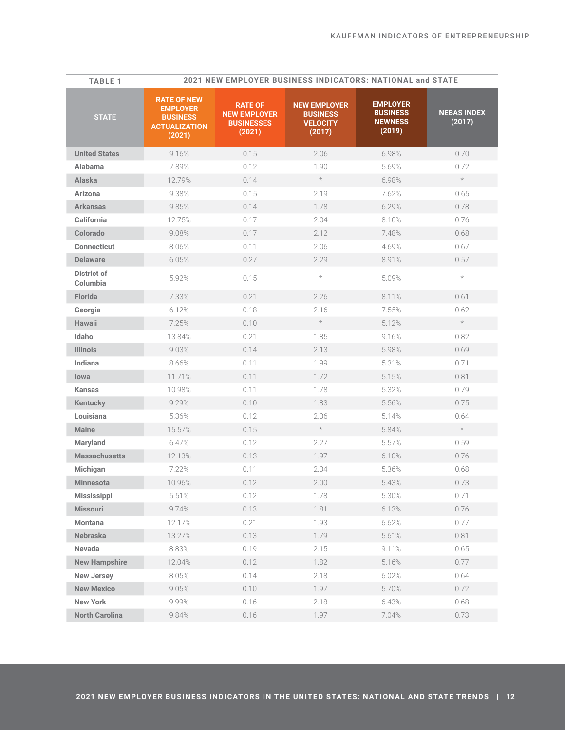**TABLE 1** — **2021 NEW EMPLOYER BUSINESS INDICATORS: NATIONAL and STATE**

| STATE | RATE OF NEW EMPLOYER BUSINESS ACTUALIZATION (2021) | RATE OF NEW EMPLOYER BUSINESSES (2021) | NEW EMPLOYER BUSINESS VELOCITY (2017) | EMPLOYER BUSINESS NEWNESS (2019) | NEBAS INDEX (2017) |
|---|---|---|---|---|---|
| United States | 9.16% | 0.15 | 2.06 | 6.98% | 0.70 |
| Alabama | 7.89% | 0.12 | 1.90 | 5.69% | 0.72 |
| Alaska | 12.79% | 0.14 | * | 6.98% | * |
| Arizona | 9.38% | 0.15 | 2.19 | 7.62% | 0.65 |
| Arkansas | 9.85% | 0.14 | 1.78 | 6.29% | 0.78 |
| California | 12.75% | 0.17 | 2.04 | 8.10% | 0.76 |
| Colorado | 9.08% | 0.17 | 2.12 | 7.48% | 0.68 |
| Connecticut | 8.06% | 0.11 | 2.06 | 4.69% | 0.67 |
| Delaware | 6.05% | 0.27 | 2.29 | 8.91% | 0.57 |
| District of Columbia | 5.92% | 0.15 | * | 5.09% | * |
| Florida | 7.33% | 0.21 | 2.26 | 8.11% | 0.61 |
| Georgia | 6.12% | 0.18 | 2.16 | 7.55% | 0.62 |
| Hawaii | 7.25% | 0.10 | * | 5.12% | * |
| Idaho | 13.84% | 0.21 | 1.85 | 9.16% | 0.82 |
| Illinois | 9.03% | 0.14 | 2.13 | 5.98% | 0.69 |
| Indiana | 8.66% | 0.11 | 1.99 | 5.31% | 0.71 |
| Iowa | 11.71% | 0.11 | 1.72 | 5.15% | 0.81 |
| Kansas | 10.98% | 0.11 | 1.78 | 5.32% | 0.79 |
| Kentucky | 9.29% | 0.10 | 1.83 | 5.56% | 0.75 |
| Louisiana | 5.36% | 0.12 | 2.06 | 5.14% | 0.64 |
| Maine | 15.57% | 0.15 | * | 5.84% | * |
| Maryland | 6.47% | 0.12 | 2.27 | 5.57% | 0.59 |
| Massachusetts | 12.13% | 0.13 | 1.97 | 6.10% | 0.76 |
| Michigan | 7.22% | 0.11 | 2.04 | 5.36% | 0.68 |
| Minnesota | 10.96% | 0.12 | 2.00 | 5.43% | 0.73 |
| Mississippi | 5.51% | 0.12 | 1.78 | 5.30% | 0.71 |
| Missouri | 9.74% | 0.13 | 1.81 | 6.13% | 0.76 |
| Montana | 12.17% | 0.21 | 1.93 | 6.62% | 0.77 |
| Nebraska | 13.27% | 0.13 | 1.79 | 5.61% | 0.81 |
| Nevada | 8.83% | 0.19 | 2.15 | 9.11% | 0.65 |
| New Hampshire | 12.04% | 0.12 | 1.82 | 5.16% | 0.77 |
| New Jersey | 8.05% | 0.14 | 2.18 | 6.02% | 0.64 |
| New Mexico | 9.05% | 0.10 | 1.97 | 5.70% | 0.72 |
| New York | 9.99% | 0.16 | 2.18 | 6.43% | 0.68 |
| North Carolina | 9.84% | 0.16 | 1.97 | 7.04% | 0.73 |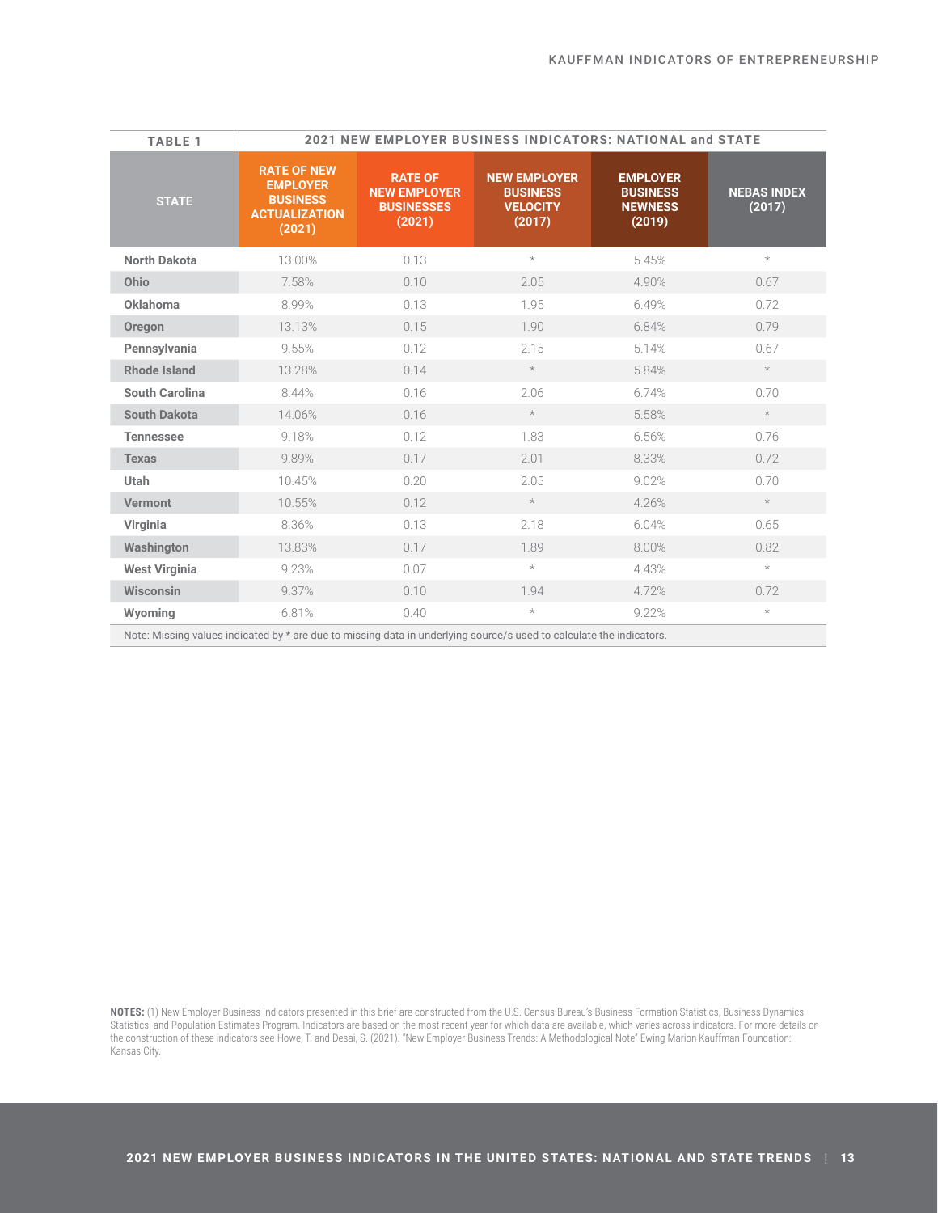| TABLE 1 | 2021 NEW EMPLOYER BUSINESS INDICATORS: NATIONAL and STATE | | | | |
|---|---|---|---|---|---|
| STATE | RATE OF NEW EMPLOYER BUSINESS ACTUALIZATION (2021) | RATE OF NEW EMPLOYER BUSINESSES (2021) | NEW EMPLOYER BUSINESS VELOCITY (2017) | EMPLOYER BUSINESS NEWNESS (2019) | NEBAS INDEX (2017) |
| North Dakota | 13.00% | 0.13 | * | 5.45% | * |
| Ohio | 7.58% | 0.10 | 2.05 | 4.90% | 0.67 |
| Oklahoma | 8.99% | 0.13 | 1.95 | 6.49% | 0.72 |
| Oregon | 13.13% | 0.15 | 1.90 | 6.84% | 0.79 |
| Pennsylvania | 9.55% | 0.12 | 2.15 | 5.14% | 0.67 |
| Rhode Island | 13.28% | 0.14 | * | 5.84% | * |
| South Carolina | 8.44% | 0.16 | 2.06 | 6.74% | 0.70 |
| South Dakota | 14.06% | 0.16 | * | 5.58% | * |
| Tennessee | 9.18% | 0.12 | 1.83 | 6.56% | 0.76 |
| Texas | 9.89% | 0.17 | 2.01 | 8.33% | 0.72 |
| Utah | 10.45% | 0.20 | 2.05 | 9.02% | 0.70 |
| Vermont | 10.55% | 0.12 | * | 4.26% | * |
| Virginia | 8.36% | 0.13 | 2.18 | 6.04% | 0.65 |
| Washington | 13.83% | 0.17 | 1.89 | 8.00% | 0.82 |
| West Virginia | 9.23% | 0.07 | * | 4.43% | * |
| Wisconsin | 9.37% | 0.10 | 1.94 | 4.72% | 0.72 |
| Wyoming | 6.81% | 0.40 | * | 9.22% | * |

Note: Missing values indicated by * are due to missing data in underlying source/s used to calculate the indicators.

**NOTES:** (1) New Employer Business Indicators presented in this brief are constructed from the U.S. Census Bureau's Business Formation Statistics, Business Dynamics Statistics, and Population Estimates Program. Indicators are based on the most recent year for which data are available, which varies across indicators. For more details on the construction of these indicators see Howe, T. and Desai, S. (2021). "New Employer Business Trends: A Methodological Note" Ewing Marion Kauffman Foundation: Kansas City.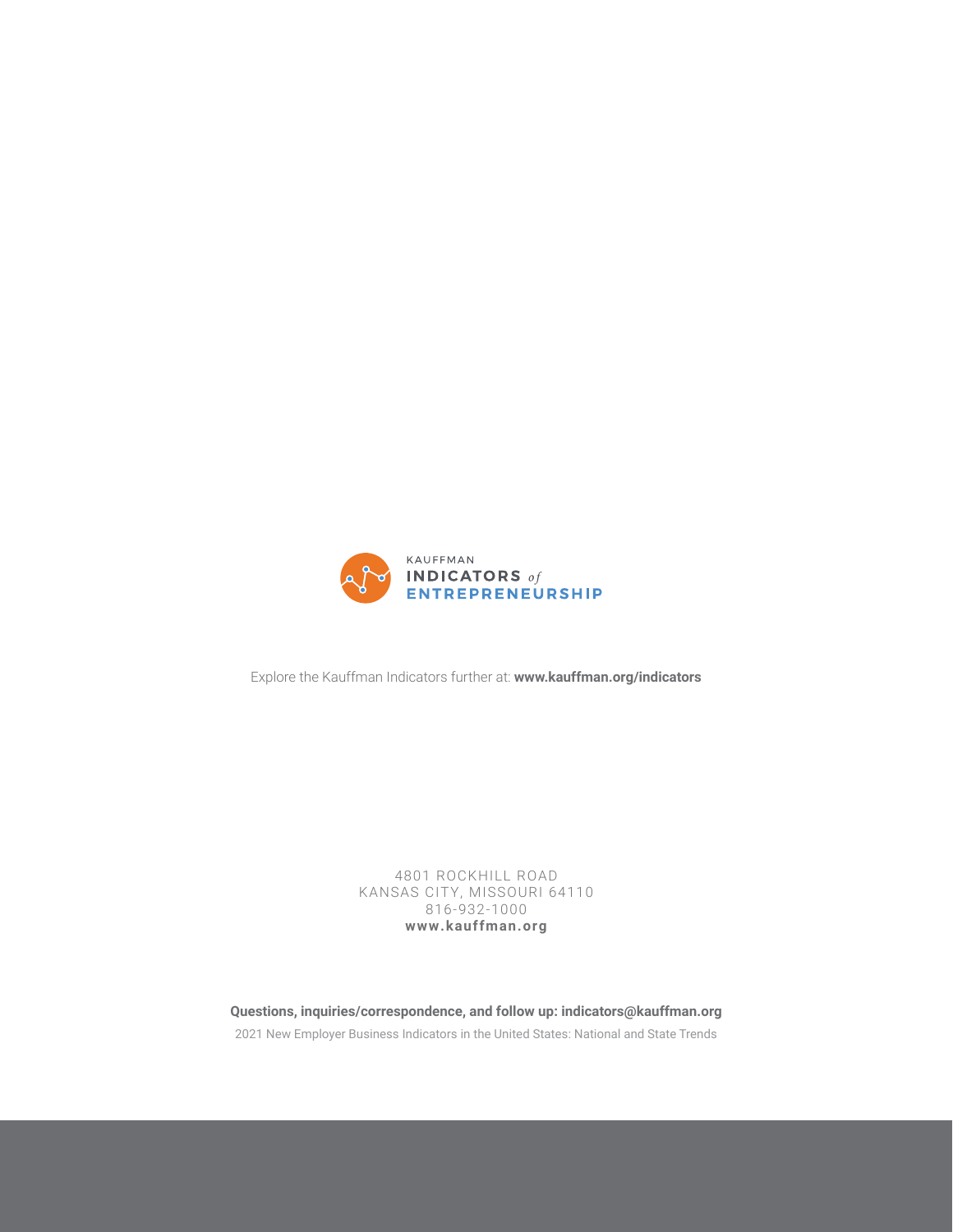KAUFFMAN
INDICATORS *of*
ENTREPRENEURSHIP

Explore the Kauffman Indicators further at: **www.kauffman.org/indicators**

4801 ROCKHILL ROAD
KANSAS CITY, MISSOURI 64110
816-932-1000
**www.kauffman.org**

**Questions, inquiries/correspondence, and follow up: indicators@kauffman.org**

2021 New Employer Business Indicators in the United States: National and State Trends